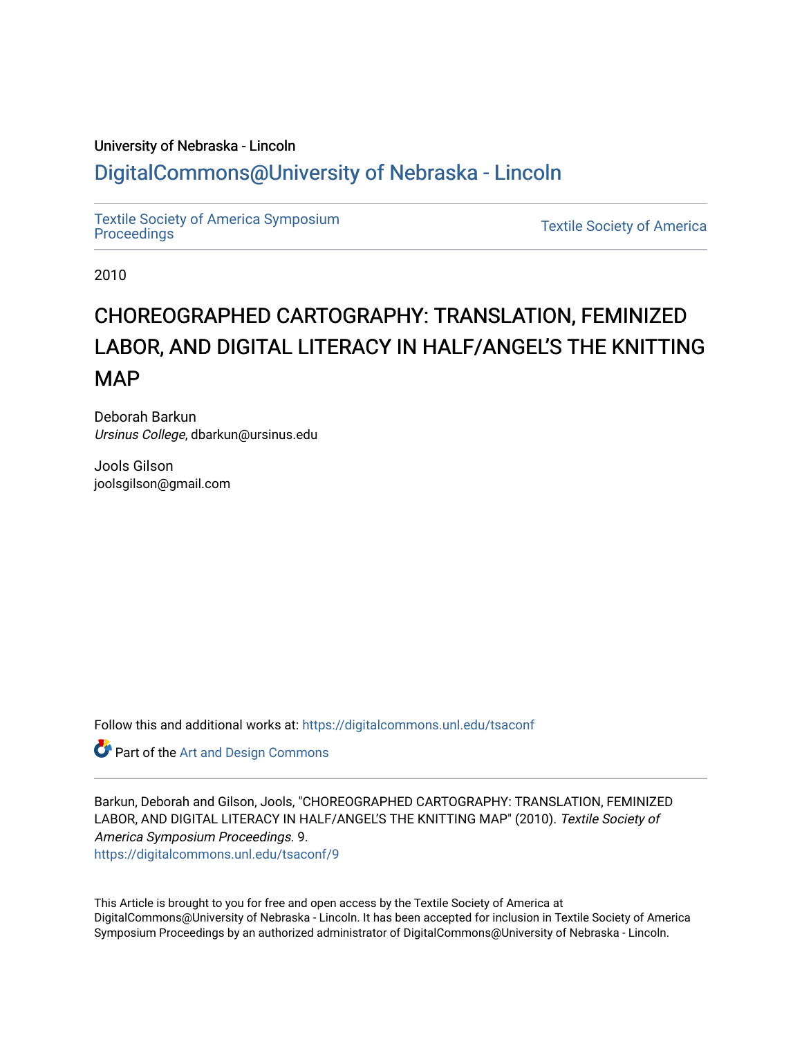University of Nebraska - Lincoln

DigitalCommons@University of Nebraska - Lincoln

Textile Society of America Symposium Proceedings

Textile Society of America

2010

# CHOREOGRAPHED CARTOGRAPHY: TRANSLATION, FEMINIZED LABOR, AND DIGITAL LITERACY IN HALF/ANGEL'S THE KNITTING MAP

Deborah Barkun
*Ursinus College*, dbarkun@ursinus.edu

Jools Gilson
joolsgilson@gmail.com

Follow this and additional works at: https://digitalcommons.unl.edu/tsaconf

Part of the Art and Design Commons

Barkun, Deborah and Gilson, Jools, "CHOREOGRAPHED CARTOGRAPHY: TRANSLATION, FEMINIZED LABOR, AND DIGITAL LITERACY IN HALF/ANGEL'S THE KNITTING MAP" (2010). *Textile Society of America Symposium Proceedings*. 9.
https://digitalcommons.unl.edu/tsaconf/9

This Article is brought to you for free and open access by the Textile Society of America at DigitalCommons@University of Nebraska - Lincoln. It has been accepted for inclusion in Textile Society of America Symposium Proceedings by an authorized administrator of DigitalCommons@University of Nebraska - Lincoln.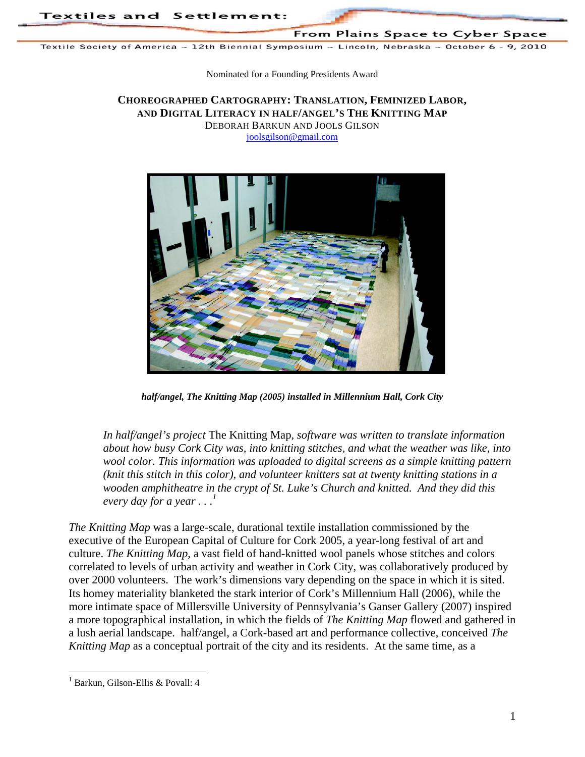Nominated for a Founding Presidents Award

# Choreographed Cartography: Translation, Feminized Labor, and Digital Literacy in half/angel's The Knitting Map

DEBORAH BARKUN AND JOOLS GILSON
joolsgilson@gmail.com

***half/angel, The Knitting Map (2005) installed in Millennium Hall, Cork City***

> *In half/angel's project* The Knitting Map*, software was written to translate information about how busy Cork City was, into knitting stitches, and what the weather was like, into wool color. This information was uploaded to digital screens as a simple knitting pattern (knit this stitch in this color), and volunteer knitters sat at twenty knitting stations in a wooden amphitheatre in the crypt of St. Luke's Church and knitted. And they did this every day for a year . . .*[1]

*The Knitting Map* was a large-scale, durational textile installation commissioned by the executive of the European Capital of Culture for Cork 2005, a year-long festival of art and culture. *The Knitting Map*, a vast field of hand-knitted wool panels whose stitches and colors correlated to levels of urban activity and weather in Cork City, was collaboratively produced by over 2000 volunteers. The work's dimensions vary depending on the space in which it is sited. Its homey materiality blanketed the stark interior of Cork's Millennium Hall (2006), while the more intimate space of Millersville University of Pennsylvania's Ganser Gallery (2007) inspired a more topographical installation, in which the fields of *The Knitting Map* flowed and gathered in a lush aerial landscape. half/angel, a Cork-based art and performance collective, conceived *The Knitting Map* as a conceptual portrait of the city and its residents. At the same time, as a

[1] Barkun, Gilson-Ellis & Povall: 4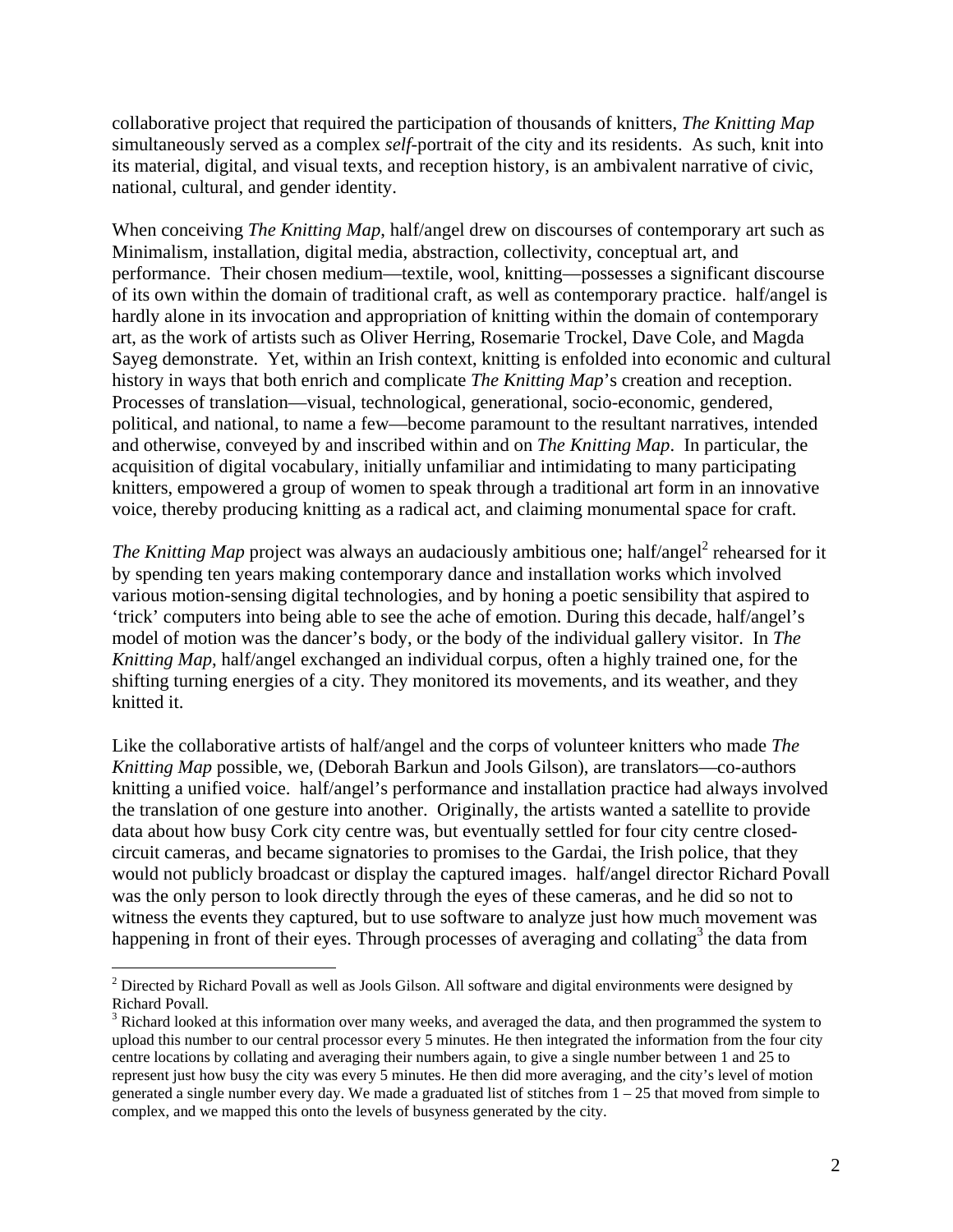collaborative project that required the participation of thousands of knitters, *The Knitting Map* simultaneously served as a complex *self*-portrait of the city and its residents. As such, knit into its material, digital, and visual texts, and reception history, is an ambivalent narrative of civic, national, cultural, and gender identity.

When conceiving *The Knitting Map*, half/angel drew on discourses of contemporary art such as Minimalism, installation, digital media, abstraction, collectivity, conceptual art, and performance. Their chosen medium—textile, wool, knitting—possesses a significant discourse of its own within the domain of traditional craft, as well as contemporary practice. half/angel is hardly alone in its invocation and appropriation of knitting within the domain of contemporary art, as the work of artists such as Oliver Herring, Rosemarie Trockel, Dave Cole, and Magda Sayeg demonstrate. Yet, within an Irish context, knitting is enfolded into economic and cultural history in ways that both enrich and complicate *The Knitting Map*'s creation and reception. Processes of translation—visual, technological, generational, socio-economic, gendered, political, and national, to name a few—become paramount to the resultant narratives, intended and otherwise, conveyed by and inscribed within and on *The Knitting Map*. In particular, the acquisition of digital vocabulary, initially unfamiliar and intimidating to many participating knitters, empowered a group of women to speak through a traditional art form in an innovative voice, thereby producing knitting as a radical act, and claiming monumental space for craft.

*The Knitting Map* project was always an audaciously ambitious one; half/angel[2] rehearsed for it by spending ten years making contemporary dance and installation works which involved various motion-sensing digital technologies, and by honing a poetic sensibility that aspired to 'trick' computers into being able to see the ache of emotion. During this decade, half/angel's model of motion was the dancer's body, or the body of the individual gallery visitor. In *The Knitting Map*, half/angel exchanged an individual corpus, often a highly trained one, for the shifting turning energies of a city. They monitored its movements, and its weather, and they knitted it.

Like the collaborative artists of half/angel and the corps of volunteer knitters who made *The Knitting Map* possible, we, (Deborah Barkun and Jools Gilson), are translators—co-authors knitting a unified voice. half/angel's performance and installation practice had always involved the translation of one gesture into another. Originally, the artists wanted a satellite to provide data about how busy Cork city centre was, but eventually settled for four city centre closed-circuit cameras, and became signatories to promises to the Gardai, the Irish police, that they would not publicly broadcast or display the captured images. half/angel director Richard Povall was the only person to look directly through the eyes of these cameras, and he did so not to witness the events they captured, but to use software to analyze just how much movement was happening in front of their eyes. Through processes of averaging and collating[3] the data from

[2] Directed by Richard Povall as well as Jools Gilson. All software and digital environments were designed by Richard Povall.

[3] Richard looked at this information over many weeks, and averaged the data, and then programmed the system to upload this number to our central processor every 5 minutes. He then integrated the information from the four city centre locations by collating and averaging their numbers again, to give a single number between 1 and 25 to represent just how busy the city was every 5 minutes. He then did more averaging, and the city's level of motion generated a single number every day. We made a graduated list of stitches from 1 – 25 that moved from simple to complex, and we mapped this onto the levels of busyness generated by the city.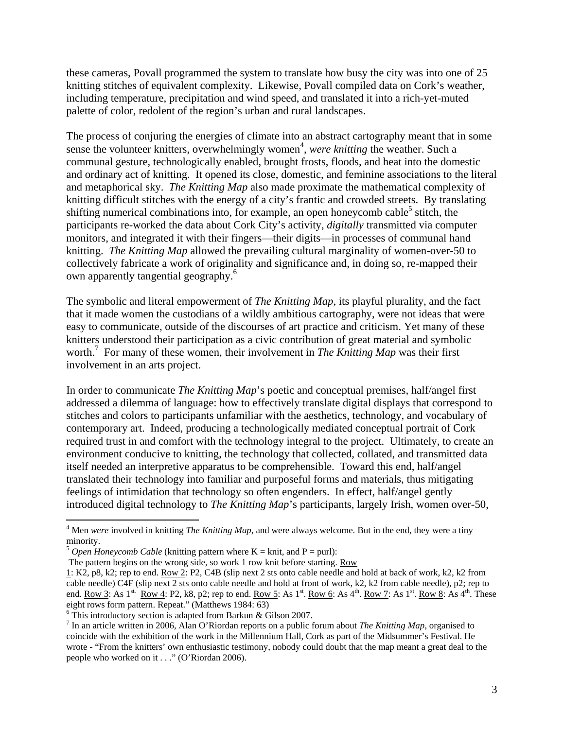these cameras, Povall programmed the system to translate how busy the city was into one of 25 knitting stitches of equivalent complexity. Likewise, Povall compiled data on Cork's weather, including temperature, precipitation and wind speed, and translated it into a rich-yet-muted palette of color, redolent of the region's urban and rural landscapes.

The process of conjuring the energies of climate into an abstract cartography meant that in some sense the volunteer knitters, overwhelmingly women[4], *were knitting* the weather. Such a communal gesture, technologically enabled, brought frosts, floods, and heat into the domestic and ordinary act of knitting. It opened its close, domestic, and feminine associations to the literal and metaphorical sky. *The Knitting Map* also made proximate the mathematical complexity of knitting difficult stitches with the energy of a city's frantic and crowded streets. By translating shifting numerical combinations into, for example, an open honeycomb cable[5] stitch, the participants re-worked the data about Cork City's activity, *digitally* transmitted via computer monitors, and integrated it with their fingers—their digits—in processes of communal hand knitting. *The Knitting Map* allowed the prevailing cultural marginality of women-over-50 to collectively fabricate a work of originality and significance and, in doing so, re-mapped their own apparently tangential geography.[6]

The symbolic and literal empowerment of *The Knitting Map*, its playful plurality, and the fact that it made women the custodians of a wildly ambitious cartography, were not ideas that were easy to communicate, outside of the discourses of art practice and criticism. Yet many of these knitters understood their participation as a civic contribution of great material and symbolic worth.[7] For many of these women, their involvement in *The Knitting Map* was their first involvement in an arts project.

In order to communicate *The Knitting Map*'s poetic and conceptual premises, half/angel first addressed a dilemma of language: how to effectively translate digital displays that correspond to stitches and colors to participants unfamiliar with the aesthetics, technology, and vocabulary of contemporary art. Indeed, producing a technologically mediated conceptual portrait of Cork required trust in and comfort with the technology integral to the project. Ultimately, to create an environment conducive to knitting, the technology that collected, collated, and transmitted data itself needed an interpretive apparatus to be comprehensible. Toward this end, half/angel translated their technology into familiar and purposeful forms and materials, thus mitigating feelings of intimidation that technology so often engenders. In effect, half/angel gently introduced digital technology to *The Knitting Map*'s participants, largely Irish, women over-50,

---

[4] Men *were* involved in knitting *The Knitting Map*, and were always welcome. But in the end, they were a tiny minority.

[5] *Open Honeycomb Cable* (knitting pattern where K = knit, and P = purl):
The pattern begins on the wrong side, so work 1 row knit before starting. Row 1: K2, p8, k2; rep to end. Row 2: P2, C4B (slip next 2 sts onto cable needle and hold at back of work, k2, k2 from cable needle) C4F (slip next 2 sts onto cable needle and hold at front of work, k2, k2 from cable needle), p2; rep to end. Row 3: As 1st. Row 4: P2, k8, p2; rep to end. Row 5: As 1st. Row 6: As 4th. Row 7: As 1st. Row 8: As 4th. These eight rows form pattern. Repeat." (Matthews 1984: 63)

[6] This introductory section is adapted from Barkun & Gilson 2007.

[7] In an article written in 2006, Alan O'Riordan reports on a public forum about *The Knitting Map*, organised to coincide with the exhibition of the work in the Millennium Hall, Cork as part of the Midsummer's Festival. He wrote - "From the knitters' own enthusiastic testimony, nobody could doubt that the map meant a great deal to the people who worked on it . . ." (O'Riordan 2006).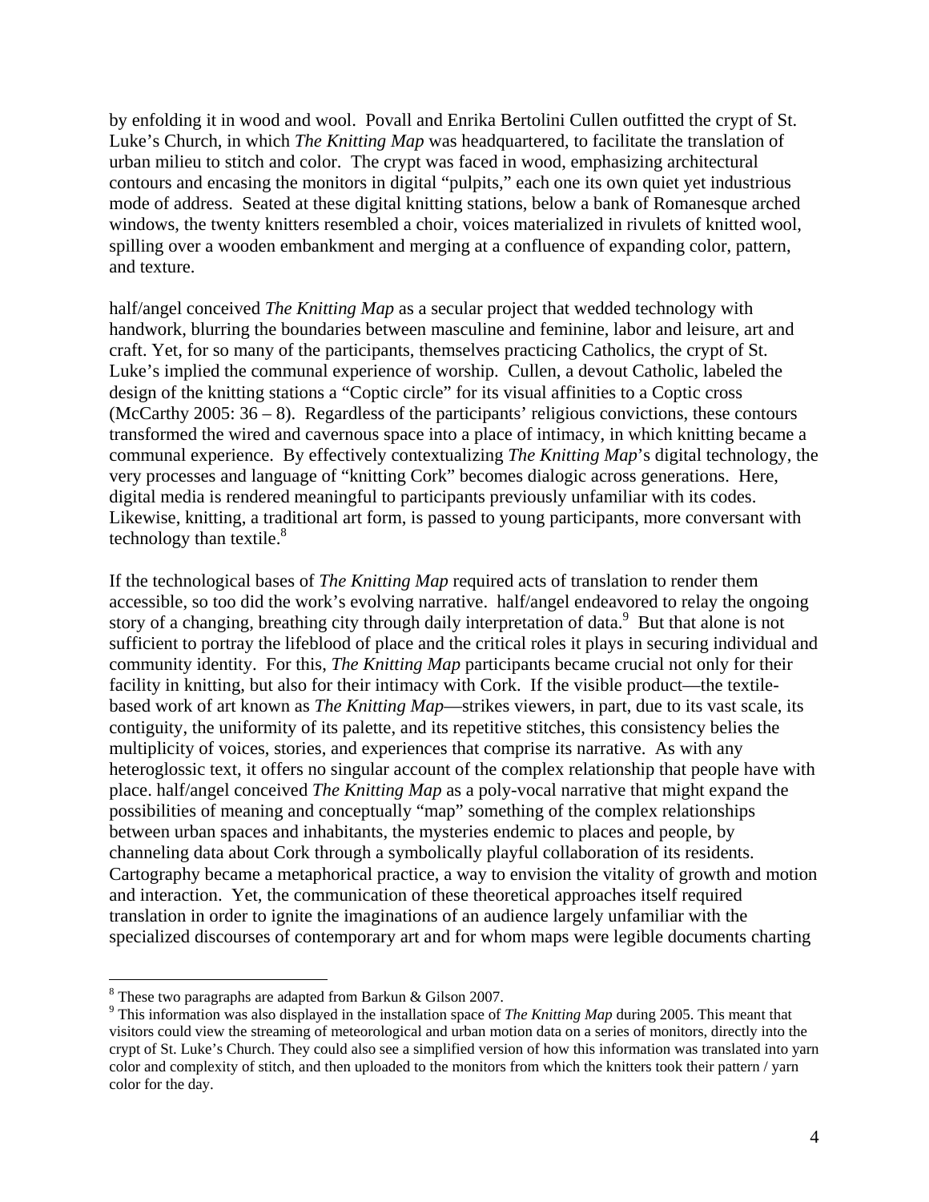by enfolding it in wood and wool. Povall and Enrika Bertolini Cullen outfitted the crypt of St. Luke's Church, in which *The Knitting Map* was headquartered, to facilitate the translation of urban milieu to stitch and color. The crypt was faced in wood, emphasizing architectural contours and encasing the monitors in digital "pulpits," each one its own quiet yet industrious mode of address. Seated at these digital knitting stations, below a bank of Romanesque arched windows, the twenty knitters resembled a choir, voices materialized in rivulets of knitted wool, spilling over a wooden embankment and merging at a confluence of expanding color, pattern, and texture.

half/angel conceived *The Knitting Map* as a secular project that wedded technology with handwork, blurring the boundaries between masculine and feminine, labor and leisure, art and craft. Yet, for so many of the participants, themselves practicing Catholics, the crypt of St. Luke's implied the communal experience of worship. Cullen, a devout Catholic, labeled the design of the knitting stations a "Coptic circle" for its visual affinities to a Coptic cross (McCarthy 2005: 36 – 8). Regardless of the participants' religious convictions, these contours transformed the wired and cavernous space into a place of intimacy, in which knitting became a communal experience. By effectively contextualizing *The Knitting Map*'s digital technology, the very processes and language of "knitting Cork" becomes dialogic across generations. Here, digital media is rendered meaningful to participants previously unfamiliar with its codes. Likewise, knitting, a traditional art form, is passed to young participants, more conversant with technology than textile.[8]

If the technological bases of *The Knitting Map* required acts of translation to render them accessible, so too did the work's evolving narrative. half/angel endeavored to relay the ongoing story of a changing, breathing city through daily interpretation of data.[9] But that alone is not sufficient to portray the lifeblood of place and the critical roles it plays in securing individual and community identity. For this, *The Knitting Map* participants became crucial not only for their facility in knitting, but also for their intimacy with Cork. If the visible product—the textile-based work of art known as *The Knitting Map*—strikes viewers, in part, due to its vast scale, its contiguity, the uniformity of its palette, and its repetitive stitches, this consistency belies the multiplicity of voices, stories, and experiences that comprise its narrative. As with any heteroglossic text, it offers no singular account of the complex relationship that people have with place. half/angel conceived *The Knitting Map* as a poly-vocal narrative that might expand the possibilities of meaning and conceptually "map" something of the complex relationships between urban spaces and inhabitants, the mysteries endemic to places and people, by channeling data about Cork through a symbolically playful collaboration of its residents. Cartography became a metaphorical practice, a way to envision the vitality of growth and motion and interaction. Yet, the communication of these theoretical approaches itself required translation in order to ignite the imaginations of an audience largely unfamiliar with the specialized discourses of contemporary art and for whom maps were legible documents charting

---

[8] These two paragraphs are adapted from Barkun & Gilson 2007.

[9] This information was also displayed in the installation space of *The Knitting Map* during 2005. This meant that visitors could view the streaming of meteorological and urban motion data on a series of monitors, directly into the crypt of St. Luke's Church. They could also see a simplified version of how this information was translated into yarn color and complexity of stitch, and then uploaded to the monitors from which the knitters took their pattern / yarn color for the day.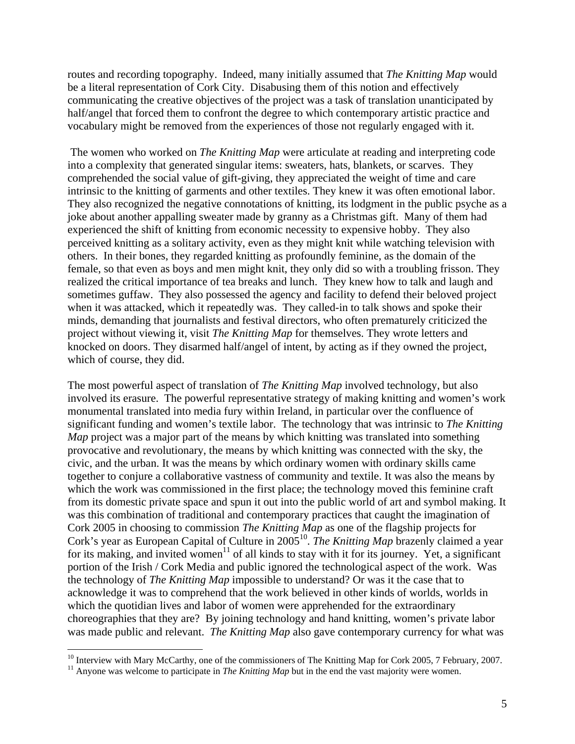routes and recording topography. Indeed, many initially assumed that *The Knitting Map* would be a literal representation of Cork City. Disabusing them of this notion and effectively communicating the creative objectives of the project was a task of translation unanticipated by half/angel that forced them to confront the degree to which contemporary artistic practice and vocabulary might be removed from the experiences of those not regularly engaged with it.

The women who worked on *The Knitting Map* were articulate at reading and interpreting code into a complexity that generated singular items: sweaters, hats, blankets, or scarves. They comprehended the social value of gift-giving, they appreciated the weight of time and care intrinsic to the knitting of garments and other textiles. They knew it was often emotional labor. They also recognized the negative connotations of knitting, its lodgment in the public psyche as a joke about another appalling sweater made by granny as a Christmas gift. Many of them had experienced the shift of knitting from economic necessity to expensive hobby. They also perceived knitting as a solitary activity, even as they might knit while watching television with others. In their bones, they regarded knitting as profoundly feminine, as the domain of the female, so that even as boys and men might knit, they only did so with a troubling frisson. They realized the critical importance of tea breaks and lunch. They knew how to talk and laugh and sometimes guffaw. They also possessed the agency and facility to defend their beloved project when it was attacked, which it repeatedly was. They called-in to talk shows and spoke their minds, demanding that journalists and festival directors, who often prematurely criticized the project without viewing it, visit *The Knitting Map* for themselves. They wrote letters and knocked on doors. They disarmed half/angel of intent, by acting as if they owned the project, which of course, they did.

The most powerful aspect of translation of *The Knitting Map* involved technology, but also involved its erasure. The powerful representative strategy of making knitting and women's work monumental translated into media fury within Ireland, in particular over the confluence of significant funding and women's textile labor. The technology that was intrinsic to *The Knitting Map* project was a major part of the means by which knitting was translated into something provocative and revolutionary, the means by which knitting was connected with the sky, the civic, and the urban. It was the means by which ordinary women with ordinary skills came together to conjure a collaborative vastness of community and textile. It was also the means by which the work was commissioned in the first place; the technology moved this feminine craft from its domestic private space and spun it out into the public world of art and symbol making. It was this combination of traditional and contemporary practices that caught the imagination of Cork 2005 in choosing to commission *The Knitting Map* as one of the flagship projects for Cork's year as European Capital of Culture in 2005[10]. *The Knitting Map* brazenly claimed a year for its making, and invited women[11] of all kinds to stay with it for its journey. Yet, a significant portion of the Irish / Cork Media and public ignored the technological aspect of the work. Was the technology of *The Knitting Map* impossible to understand? Or was it the case that to acknowledge it was to comprehend that the work believed in other kinds of worlds, worlds in which the quotidian lives and labor of women were apprehended for the extraordinary choreographies that they are? By joining technology and hand knitting, women's private labor was made public and relevant. *The Knitting Map* also gave contemporary currency for what was

---

[10] Interview with Mary McCarthy, one of the commissioners of The Knitting Map for Cork 2005, 7 February, 2007.

[11] Anyone was welcome to participate in *The Knitting Map* but in the end the vast majority were women.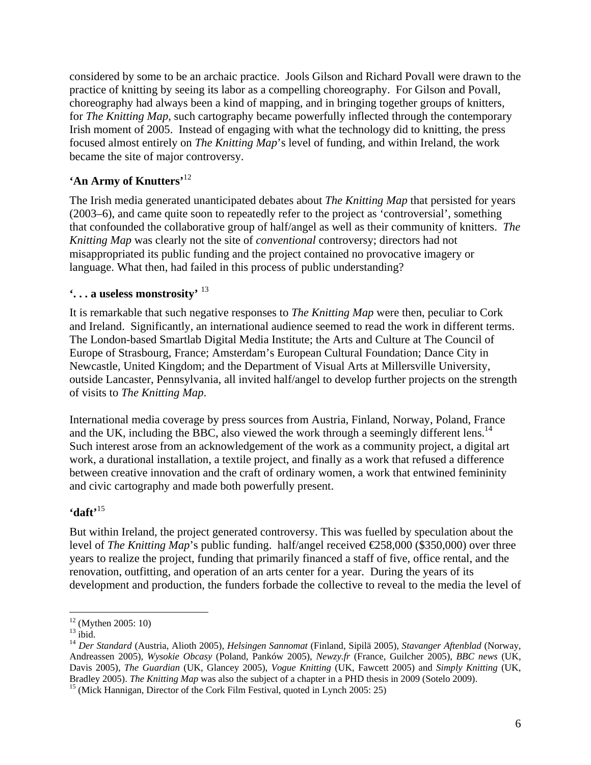considered by some to be an archaic practice. Jools Gilson and Richard Povall were drawn to the practice of knitting by seeing its labor as a compelling choreography. For Gilson and Povall, choreography had always been a kind of mapping, and in bringing together groups of knitters, for *The Knitting Map*, such cartography became powerfully inflected through the contemporary Irish moment of 2005. Instead of engaging with what the technology did to knitting, the press focused almost entirely on *The Knitting Map*'s level of funding, and within Ireland, the work became the site of major controversy.

### 'An Army of Knutters'[12]

The Irish media generated unanticipated debates about *The Knitting Map* that persisted for years (2003–6), and came quite soon to repeatedly refer to the project as 'controversial', something that confounded the collaborative group of half/angel as well as their community of knitters. *The Knitting Map* was clearly not the site of *conventional* controversy; directors had not misappropriated its public funding and the project contained no provocative imagery or language. What then, had failed in this process of public understanding?

### '. . . a useless monstrosity' [13]

It is remarkable that such negative responses to *The Knitting Map* were then, peculiar to Cork and Ireland. Significantly, an international audience seemed to read the work in different terms. The London-based Smartlab Digital Media Institute; the Arts and Culture at The Council of Europe of Strasbourg, France; Amsterdam's European Cultural Foundation; Dance City in Newcastle, United Kingdom; and the Department of Visual Arts at Millersville University, outside Lancaster, Pennsylvania, all invited half/angel to develop further projects on the strength of visits to *The Knitting Map*.

International media coverage by press sources from Austria, Finland, Norway, Poland, France and the UK, including the BBC, also viewed the work through a seemingly different lens.[14] Such interest arose from an acknowledgement of the work as a community project, a digital art work, a durational installation, a textile project, and finally as a work that refused a difference between creative innovation and the craft of ordinary women, a work that entwined femininity and civic cartography and made both powerfully present.

### 'daft'[15]

But within Ireland, the project generated controversy. This was fuelled by speculation about the level of *The Knitting Map*'s public funding. half/angel received €258,000 ($350,000) over three years to realize the project, funding that primarily financed a staff of five, office rental, and the renovation, outfitting, and operation of an arts center for a year. During the years of its development and production, the funders forbade the collective to reveal to the media the level of

---

[12] (Mythen 2005: 10)

[13] ibid.

[14] *Der Standard* (Austria, Alioth 2005), *Helsingen Sannomat* (Finland, Sipilä 2005), *Stavanger Aftenblad* (Norway, Andreassen 2005), *Wysokie Obcasy* (Poland, Panków 2005), *Newzy.fr* (France, Guilcher 2005), *BBC news* (UK, Davis 2005), *The Guardian* (UK, Glancey 2005), *Vogue Knitting* (UK, Fawcett 2005) and *Simply Knitting* (UK, Bradley 2005). *The Knitting Map* was also the subject of a chapter in a PHD thesis in 2009 (Sotelo 2009).

[15] (Mick Hannigan, Director of the Cork Film Festival, quoted in Lynch 2005: 25)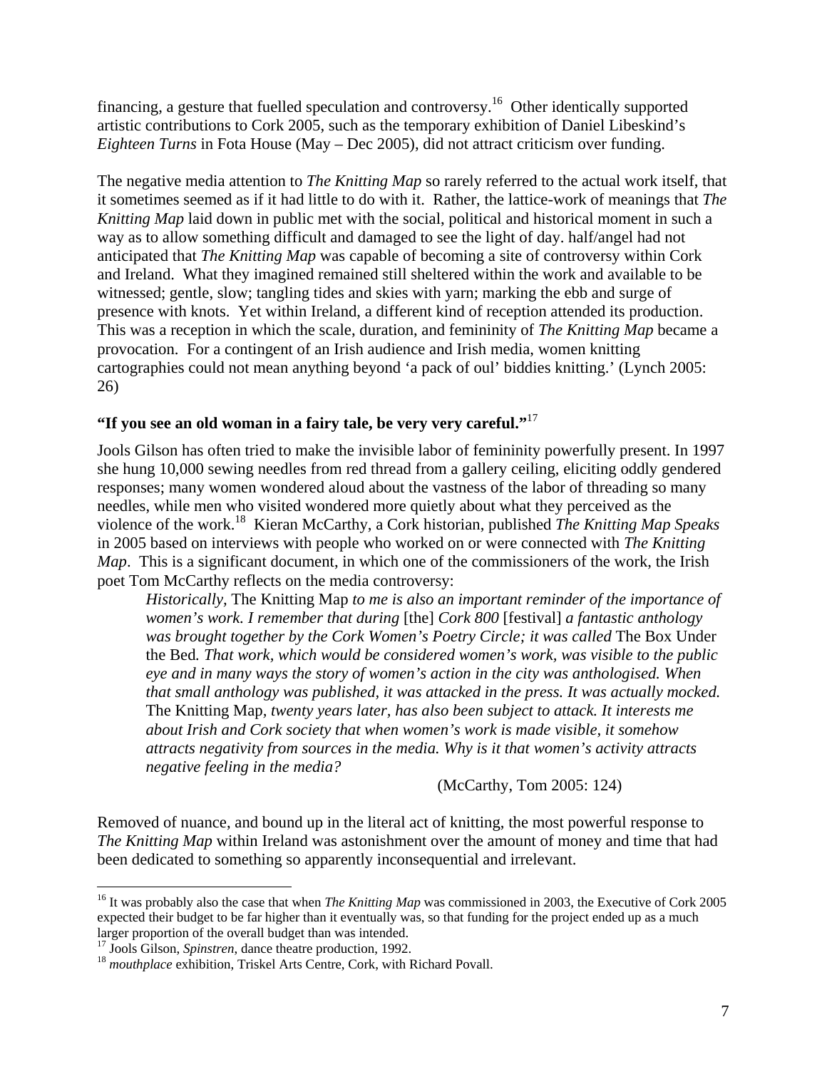financing, a gesture that fuelled speculation and controversy.[16] Other identically supported artistic contributions to Cork 2005, such as the temporary exhibition of Daniel Libeskind's *Eighteen Turns* in Fota House (May – Dec 2005), did not attract criticism over funding.

The negative media attention to *The Knitting Map* so rarely referred to the actual work itself, that it sometimes seemed as if it had little to do with it. Rather, the lattice-work of meanings that *The Knitting Map* laid down in public met with the social, political and historical moment in such a way as to allow something difficult and damaged to see the light of day. half/angel had not anticipated that *The Knitting Map* was capable of becoming a site of controversy within Cork and Ireland. What they imagined remained still sheltered within the work and available to be witnessed; gentle, slow; tangling tides and skies with yarn; marking the ebb and surge of presence with knots. Yet within Ireland, a different kind of reception attended its production. This was a reception in which the scale, duration, and femininity of *The Knitting Map* became a provocation. For a contingent of an Irish audience and Irish media, women knitting cartographies could not mean anything beyond 'a pack of oul' biddies knitting.' (Lynch 2005: 26)

### "If you see an old woman in a fairy tale, be very very careful."[17]

Jools Gilson has often tried to make the invisible labor of femininity powerfully present. In 1997 she hung 10,000 sewing needles from red thread from a gallery ceiling, eliciting oddly gendered responses; many women wondered aloud about the vastness of the labor of threading so many needles, while men who visited wondered more quietly about what they perceived as the violence of the work.[18] Kieran McCarthy, a Cork historian, published *The Knitting Map Speaks* in 2005 based on interviews with people who worked on or were connected with *The Knitting Map*. This is a significant document, in which one of the commissioners of the work, the Irish poet Tom McCarthy reflects on the media controversy:

> *Historically,* The Knitting Map *to me is also an important reminder of the importance of women's work. I remember that during* [the] *Cork 800* [festival] *a fantastic anthology was brought together by the Cork Women's Poetry Circle; it was called* The Box Under the Bed*. That work, which would be considered women's work, was visible to the public eye and in many ways the story of women's action in the city was anthologised. When that small anthology was published, it was attacked in the press. It was actually mocked.* The Knitting Map*, twenty years later, has also been subject to attack. It interests me about Irish and Cork society that when women's work is made visible, it somehow attracts negativity from sources in the media. Why is it that women's activity attracts negative feeling in the media?*
>
> (McCarthy, Tom 2005: 124)

Removed of nuance, and bound up in the literal act of knitting, the most powerful response to *The Knitting Map* within Ireland was astonishment over the amount of money and time that had been dedicated to something so apparently inconsequential and irrelevant.

---

[16] It was probably also the case that when *The Knitting Map* was commissioned in 2003, the Executive of Cork 2005 expected their budget to be far higher than it eventually was, so that funding for the project ended up as a much larger proportion of the overall budget than was intended.

[17] Jools Gilson, *Spinstren*, dance theatre production, 1992.

[18] *mouthplace* exhibition, Triskel Arts Centre, Cork, with Richard Povall.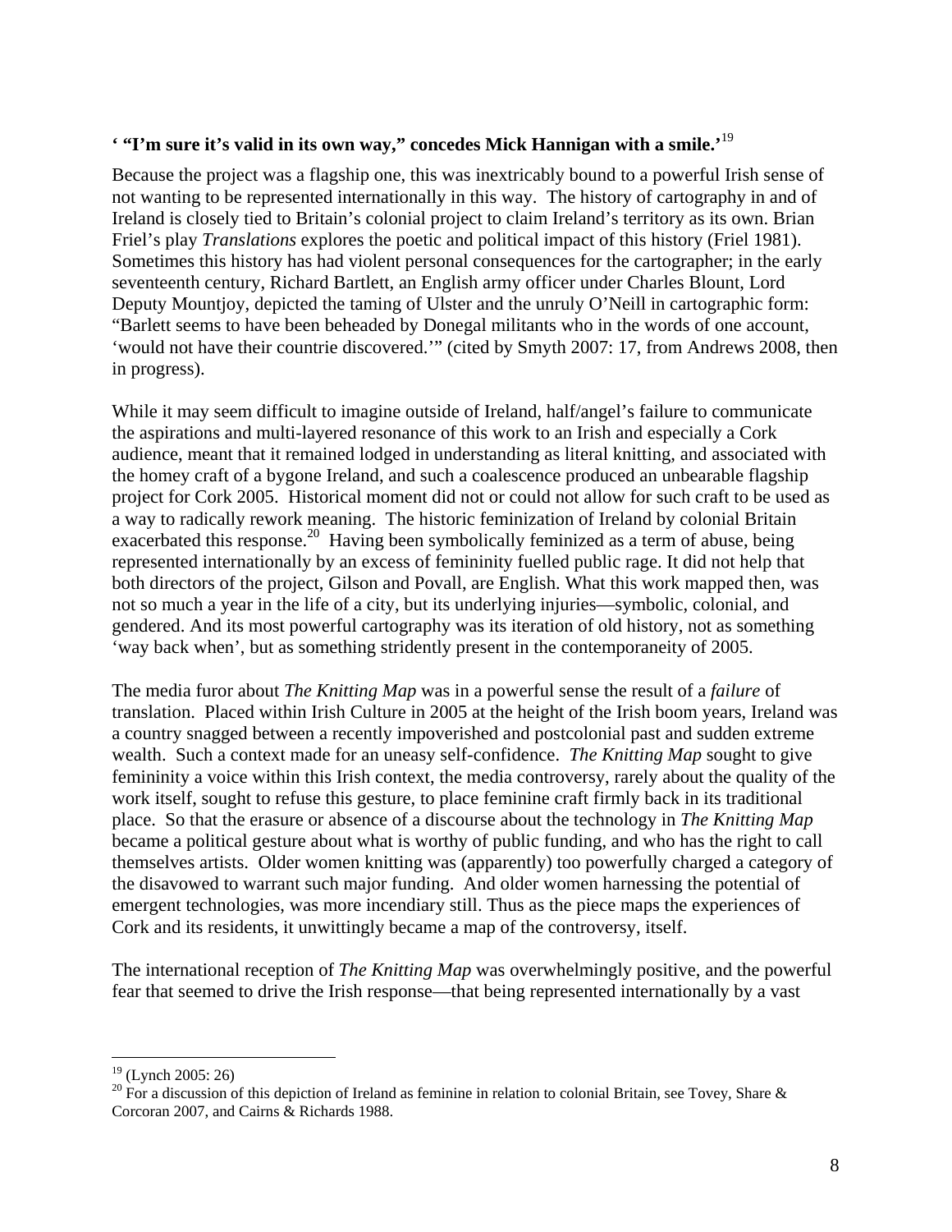**‘ “I’m sure it’s valid in its own way,” concedes Mick Hannigan with a smile.’**[19]

Because the project was a flagship one, this was inextricably bound to a powerful Irish sense of not wanting to be represented internationally in this way. The history of cartography in and of Ireland is closely tied to Britain’s colonial project to claim Ireland’s territory as its own. Brian Friel’s play *Translations* explores the poetic and political impact of this history (Friel 1981). Sometimes this history has had violent personal consequences for the cartographer; in the early seventeenth century, Richard Bartlett, an English army officer under Charles Blount, Lord Deputy Mountjoy, depicted the taming of Ulster and the unruly O’Neill in cartographic form: “Barlett seems to have been beheaded by Donegal militants who in the words of one account, ‘would not have their countrie discovered.’” (cited by Smyth 2007: 17, from Andrews 2008, then in progress).

While it may seem difficult to imagine outside of Ireland, half/angel’s failure to communicate the aspirations and multi-layered resonance of this work to an Irish and especially a Cork audience, meant that it remained lodged in understanding as literal knitting, and associated with the homey craft of a bygone Ireland, and such a coalescence produced an unbearable flagship project for Cork 2005. Historical moment did not or could not allow for such craft to be used as a way to radically rework meaning. The historic feminization of Ireland by colonial Britain exacerbated this response.[20] Having been symbolically feminized as a term of abuse, being represented internationally by an excess of femininity fuelled public rage. It did not help that both directors of the project, Gilson and Povall, are English. What this work mapped then, was not so much a year in the life of a city, but its underlying injuries—symbolic, colonial, and gendered. And its most powerful cartography was its iteration of old history, not as something ‘way back when’, but as something stridently present in the contemporaneity of 2005.

The media furor about *The Knitting Map* was in a powerful sense the result of a *failure* of translation. Placed within Irish Culture in 2005 at the height of the Irish boom years, Ireland was a country snagged between a recently impoverished and postcolonial past and sudden extreme wealth. Such a context made for an uneasy self-confidence. *The Knitting Map* sought to give femininity a voice within this Irish context, the media controversy, rarely about the quality of the work itself, sought to refuse this gesture, to place feminine craft firmly back in its traditional place. So that the erasure or absence of a discourse about the technology in *The Knitting Map* became a political gesture about what is worthy of public funding, and who has the right to call themselves artists. Older women knitting was (apparently) too powerfully charged a category of the disavowed to warrant such major funding. And older women harnessing the potential of emergent technologies, was more incendiary still. Thus as the piece maps the experiences of Cork and its residents, it unwittingly became a map of the controversy, itself.

The international reception of *The Knitting Map* was overwhelmingly positive, and the powerful fear that seemed to drive the Irish response—that being represented internationally by a vast

---

[19] (Lynch 2005: 26)

[20] For a discussion of this depiction of Ireland as feminine in relation to colonial Britain, see Tovey, Share & Corcoran 2007, and Cairns & Richards 1988.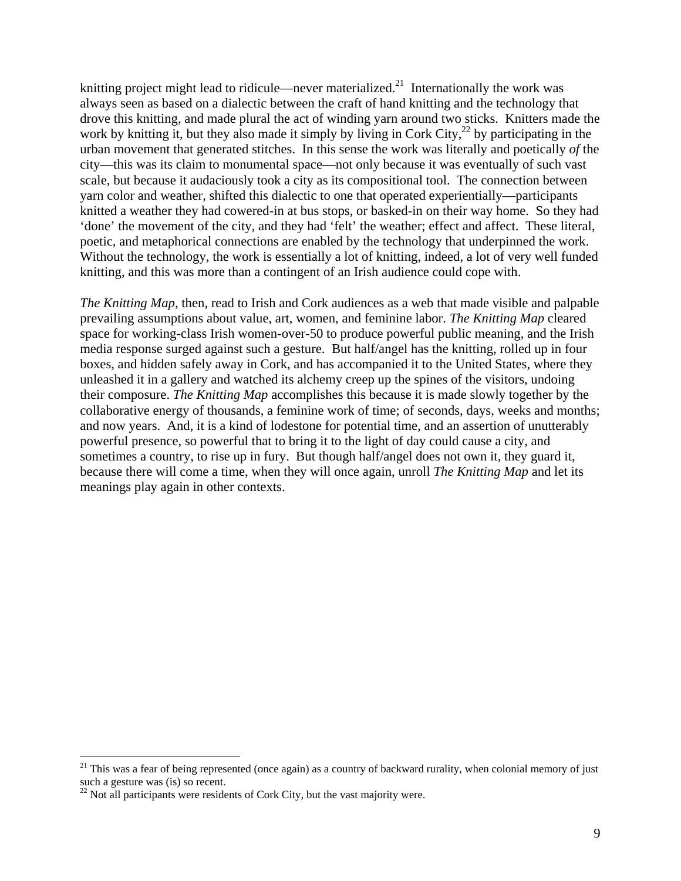knitting project might lead to ridicule—never materialized.[21] Internationally the work was always seen as based on a dialectic between the craft of hand knitting and the technology that drove this knitting, and made plural the act of winding yarn around two sticks. Knitters made the work by knitting it, but they also made it simply by living in Cork City,[22] by participating in the urban movement that generated stitches. In this sense the work was literally and poetically *of* the city—this was its claim to monumental space—not only because it was eventually of such vast scale, but because it audaciously took a city as its compositional tool. The connection between yarn color and weather, shifted this dialectic to one that operated experientially—participants knitted a weather they had cowered-in at bus stops, or basked-in on their way home. So they had 'done' the movement of the city, and they had 'felt' the weather; effect and affect. These literal, poetic, and metaphorical connections are enabled by the technology that underpinned the work. Without the technology, the work is essentially a lot of knitting, indeed, a lot of very well funded knitting, and this was more than a contingent of an Irish audience could cope with.

*The Knitting Map*, then, read to Irish and Cork audiences as a web that made visible and palpable prevailing assumptions about value, art, women, and feminine labor. *The Knitting Map* cleared space for working-class Irish women-over-50 to produce powerful public meaning, and the Irish media response surged against such a gesture. But half/angel has the knitting, rolled up in four boxes, and hidden safely away in Cork, and has accompanied it to the United States, where they unleashed it in a gallery and watched its alchemy creep up the spines of the visitors, undoing their composure. *The Knitting Map* accomplishes this because it is made slowly together by the collaborative energy of thousands, a feminine work of time; of seconds, days, weeks and months; and now years. And, it is a kind of lodestone for potential time, and an assertion of unutterably powerful presence, so powerful that to bring it to the light of day could cause a city, and sometimes a country, to rise up in fury. But though half/angel does not own it, they guard it, because there will come a time, when they will once again, unroll *The Knitting Map* and let its meanings play again in other contexts.

---

[21] This was a fear of being represented (once again) as a country of backward rurality, when colonial memory of just such a gesture was (is) so recent.

[22] Not all participants were residents of Cork City, but the vast majority were.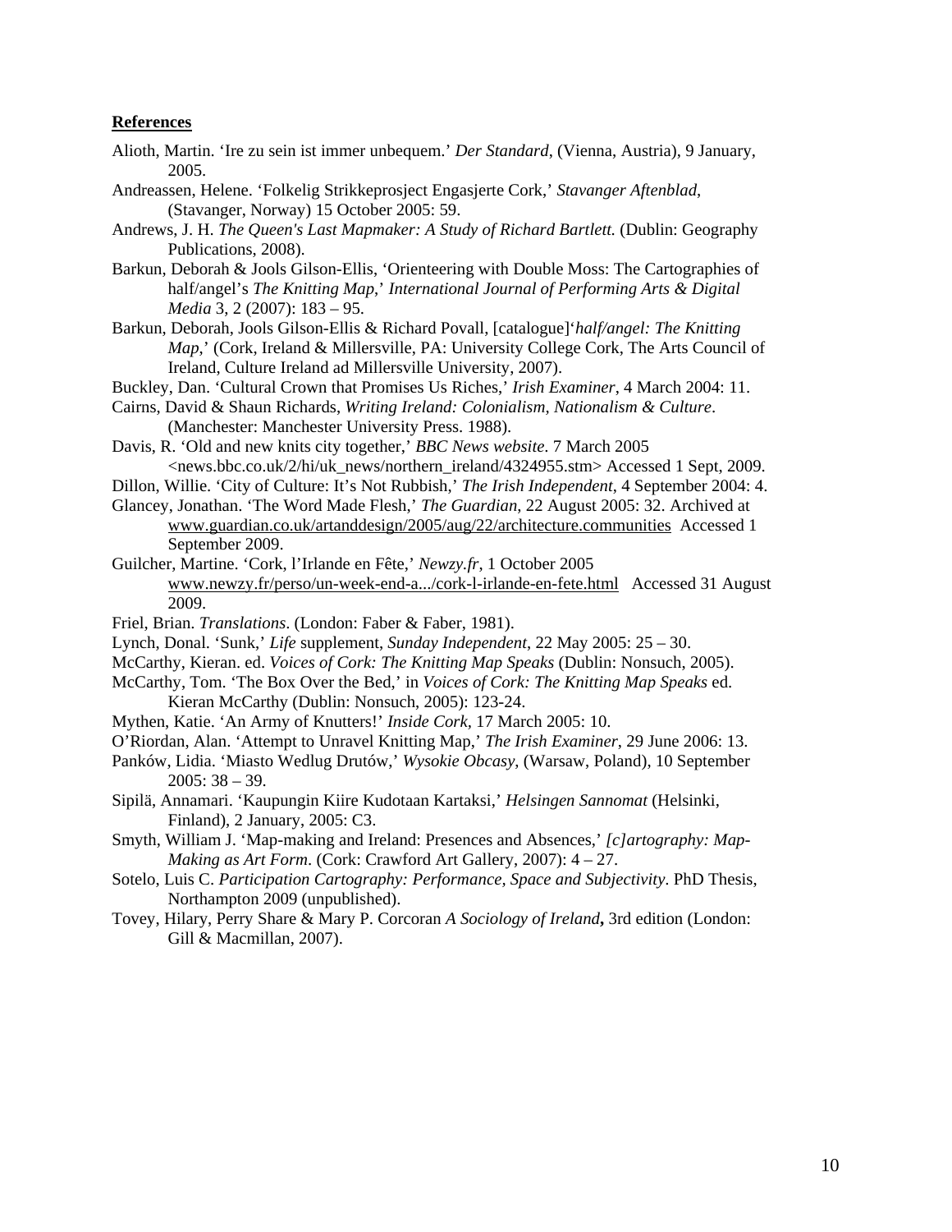**References**

Alioth, Martin. 'Ire zu sein ist immer unbequem.' *Der Standard*, (Vienna, Austria), 9 January, 2005.

Andreassen, Helene. 'Folkelig Strikkeprosject Engasjerte Cork,' *Stavanger Aftenblad*, (Stavanger, Norway) 15 October 2005: 59.

Andrews, J. H. *The Queen's Last Mapmaker: A Study of Richard Bartlett.* (Dublin: Geography Publications, 2008).

Barkun, Deborah & Jools Gilson-Ellis, 'Orienteering with Double Moss: The Cartographies of half/angel's *The Knitting Map*,' *International Journal of Performing Arts & Digital Media* 3, 2 (2007): 183 – 95.

Barkun, Deborah, Jools Gilson-Ellis & Richard Povall, [catalogue]'*half/angel: The Knitting Map*,' (Cork, Ireland & Millersville, PA: University College Cork, The Arts Council of Ireland, Culture Ireland ad Millersville University, 2007).

Buckley, Dan. 'Cultural Crown that Promises Us Riches,' *Irish Examiner*, 4 March 2004: 11.

Cairns, David & Shaun Richards, *Writing Ireland: Colonialism, Nationalism & Culture*. (Manchester: Manchester University Press. 1988).

Davis, R. 'Old and new knits city together,' *BBC News website*. 7 March 2005 <news.bbc.co.uk/2/hi/uk_news/northern_ireland/4324955.stm> Accessed 1 Sept, 2009.

Dillon, Willie. 'City of Culture: It's Not Rubbish,' *The Irish Independent*, 4 September 2004: 4.

Glancey, Jonathan. 'The Word Made Flesh,' *The Guardian*, 22 August 2005: 32. Archived at www.guardian.co.uk/artanddesign/2005/aug/22/architecture.communities Accessed 1 September 2009.

Guilcher, Martine. 'Cork, l'Irlande en Fête,' *Newzy.fr*, 1 October 2005 www.newzy.fr/perso/un-week-end-a.../cork-l-irlande-en-fete.html Accessed 31 August 2009.

Friel, Brian. *Translations*. (London: Faber & Faber, 1981).

Lynch, Donal. 'Sunk,' *Life* supplement, *Sunday Independent*, 22 May 2005: 25 – 30.

McCarthy, Kieran. ed. *Voices of Cork: The Knitting Map Speaks* (Dublin: Nonsuch, 2005).

McCarthy, Tom. 'The Box Over the Bed,' in *Voices of Cork: The Knitting Map Speaks* ed. Kieran McCarthy (Dublin: Nonsuch, 2005): 123-24.

Mythen, Katie. 'An Army of Knutters!' *Inside Cork*, 17 March 2005: 10.

O'Riordan, Alan. 'Attempt to Unravel Knitting Map,' *The Irish Examiner*, 29 June 2006: 13.

Panków, Lidia. 'Miasto Wedlug Drutów,' *Wysokie Obcasy*, (Warsaw, Poland), 10 September 2005: 38 – 39.

Sipilä, Annamari. 'Kaupungin Kiire Kudotaan Kartaksi,' *Helsingen Sannomat* (Helsinki, Finland), 2 January, 2005: C3.

Smyth, William J. 'Map-making and Ireland: Presences and Absences,' *[c]artography: Map-Making as Art Form*. (Cork: Crawford Art Gallery, 2007): 4 – 27.

Sotelo, Luis C. *Participation Cartography: Performance, Space and Subjectivity*. PhD Thesis, Northampton 2009 (unpublished).

Tovey, Hilary, Perry Share & Mary P. Corcoran *A Sociology of Ireland***,** 3rd edition (London: Gill & Macmillan, 2007).